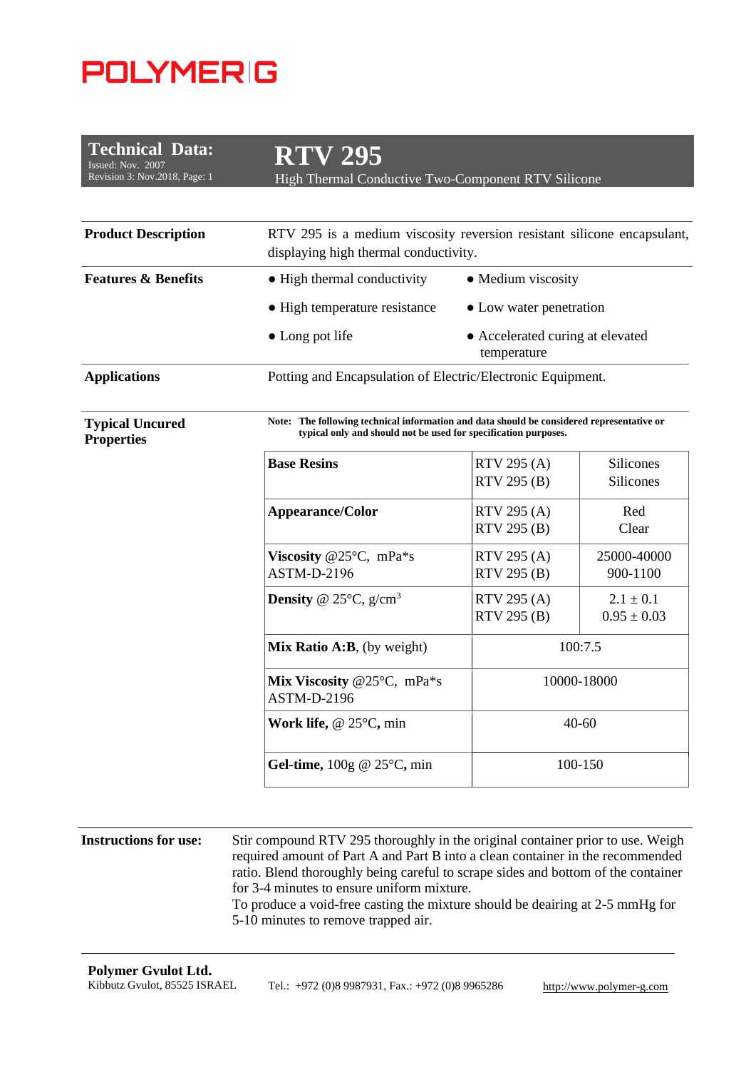# POLYMER G

## Technical Data:

Issued: Nov. 2007
Revision 3: Nov.2018, Page: 1

# RTV 295

High Thermal Conductive Two-Component RTV Silicone

**Product Description**

RTV 295 is a medium viscosity reversion resistant silicone encapsulant, displaying high thermal conductivity.

**Features & Benefits**

- High thermal conductivity
- Medium viscosity
- High temperature resistance
- Low water penetration
- Long pot life
- Accelerated curing at elevated temperature

**Applications**

Potting and Encapsulation of Electric/Electronic Equipment.

**Typical Uncured Properties**

**Note: The following technical information and data should be considered representative or typical only and should not be used for specification purposes.**

| Property | Component | Value |
|---|---|---|
| **Base Resins** | RTV 295 (A)<br>RTV 295 (B) | Silicones<br>Silicones |
| **Appearance/Color** | RTV 295 (A)<br>RTV 295 (B) | Red<br>Clear |
| **Viscosity** @25°C, mPa*s<br>ASTM-D-2196 | RTV 295 (A)<br>RTV 295 (B) | 25000-40000<br>900-1100 |
| **Density** @ 25°C, g/cm$^3$ | RTV 295 (A)<br>RTV 295 (B) | $2.1 \pm 0.1$<br>$0.95 \pm 0.03$ |
| **Mix Ratio A:B**, (by weight) | 100:7.5 | |
| **Mix Viscosity** @25°C, mPa*s<br>ASTM-D-2196 | 10000-18000 | |
| **Work life,** @ 25°C**,** min | 40-60 | |
| **Gel-time,** 100g @ 25°C**,** min | 100-150 | |

**Instructions for use:**

Stir compound RTV 295 thoroughly in the original container prior to use. Weigh required amount of Part A and Part B into a clean container in the recommended ratio. Blend thoroughly being careful to scrape sides and bottom of the container for 3-4 minutes to ensure uniform mixture.
To produce a void-free casting the mixture should be deairing at 2-5 mmHg for 5-10 minutes to remove trapped air.

**Polymer Gvulot Ltd.**
Kibbutz Gvulot, 85525 ISRAEL

Tel.: +972 (0)8 9987931, Fax.: +972 (0)8 9965286

http://www.polymer-g.com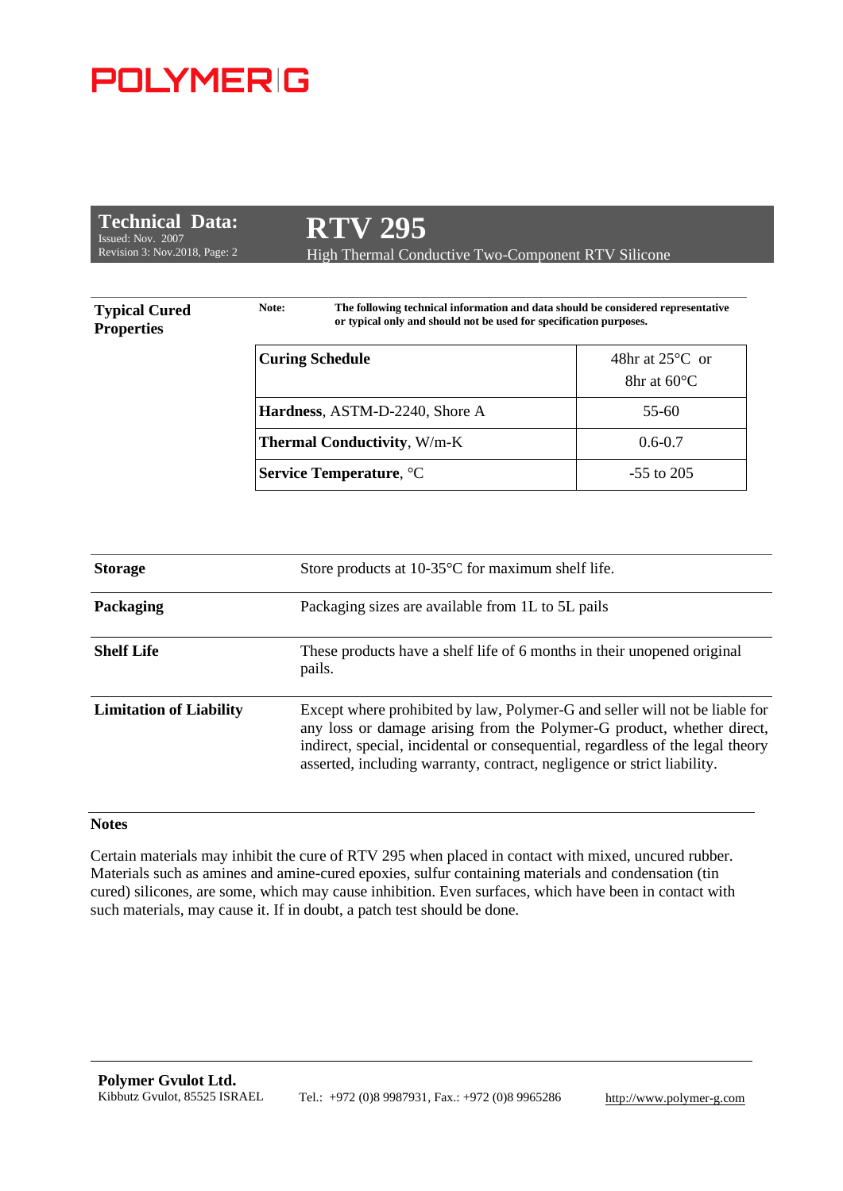# POLYMER G

**Technical Data:**
Issued: Nov. 2007
Revision 3: Nov.2018, Page: 2

# RTV 295

High Thermal Conductive Two-Component RTV Silicone

## Typical Cured Properties

**Note:** **The following technical information and data should be considered representative or typical only and should not be used for specification purposes.**

| | |
|---|---|
| **Curing Schedule** | 48hr at 25°C or 8hr at 60°C |
| **Hardness**, ASTM-D-2240, Shore A | 55-60 |
| **Thermal Conductivity**, W/m-K | 0.6-0.7 |
| **Service Temperature**, °C | -55 to 205 |

| | |
|---|---|
| **Storage** | Store products at 10-35°C for maximum shelf life. |
| **Packaging** | Packaging sizes are available from 1L to 5L pails |
| **Shelf Life** | These products have a shelf life of 6 months in their unopened original pails. |
| **Limitation of Liability** | Except where prohibited by law, Polymer-G and seller will not be liable for any loss or damage arising from the Polymer-G product, whether direct, indirect, special, incidental or consequential, regardless of the legal theory asserted, including warranty, contract, negligence or strict liability. |

## Notes

Certain materials may inhibit the cure of RTV 295 when placed in contact with mixed, uncured rubber. Materials such as amines and amine-cured epoxies, sulfur containing materials and condensation (tin cured) silicones, are some, which may cause inhibition. Even surfaces, which have been in contact with such materials, may cause it. If in doubt, a patch test should be done.

**Polymer Gvulot Ltd.**
Kibbutz Gvulot, 85525 ISRAEL
Tel.: +972 (0)8 9987931, Fax.: +972 (0)8 9965286
http://www.polymer-g.com